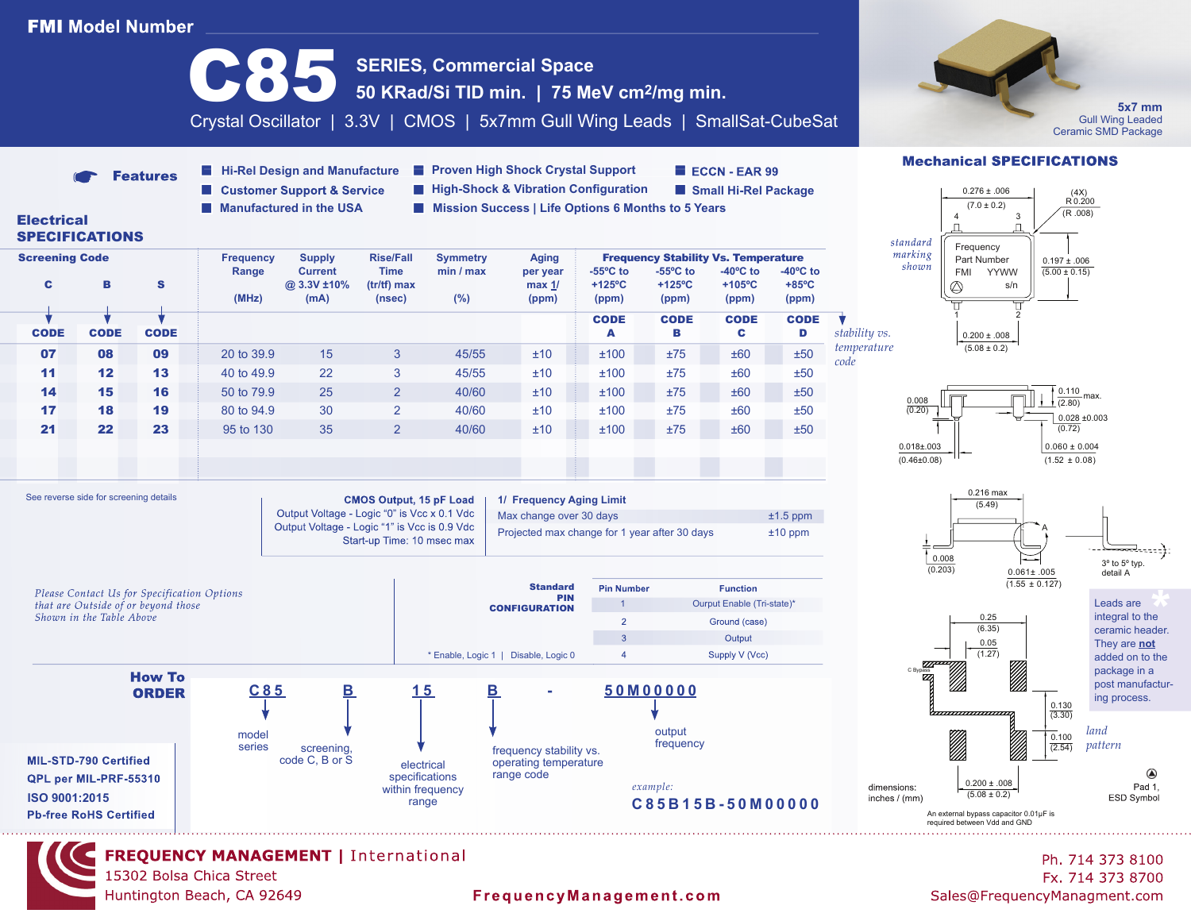# FMI Model Number

# C85

## SERIES, Commercial Space

**50 KRad/Si TID min. | 75 MeV cm2/mg min.**

Crystal Oscillator | 3.3V | CMOS | 5x7mm Gull Wing Leads | SmallSat-CubeSat

5x7 mm
Gull Wing Leaded
Ceramic SMD Package

### Features

- Hi-Rel Design and Manufacture
- Customer Support & Service
- Manufactured in the USA
- Proven High Shock Crystal Support
- High-Shock & Vibration Configuration
- Mission Success | Life Options 6 Months to 5 Years
- ECCN - EAR 99
- Small Hi-Rel Package

## Electrical SPECIFICATIONS

| Screening Code C | Screening Code B | Screening Code S | Frequency Range (MHz) | Supply Current @ 3.3V ±10% (mA) | Rise/Fall Time (tr/tf) max (nsec) | Symmetry min / max (%) | Aging per year max 1/ (ppm) | -55ºC to +125ºC (ppm) CODE A | -55ºC to +125ºC (ppm) CODE B | -40ºC to +105ºC (ppm) CODE C | -40ºC to +85ºC (ppm) CODE D |
|---|---|---|---|---|---|---|---|---|---|---|---|
| 07 | 08 | 09 | 20 to 39.9 | 15 | 3 | 45/55 | ±10 | ±100 | ±75 | ±60 | ±50 |
| 11 | 12 | 13 | 40 to 49.9 | 22 | 3 | 45/55 | ±10 | ±100 | ±75 | ±60 | ±50 |
| 14 | 15 | 16 | 50 to 79.9 | 25 | 2 | 40/60 | ±10 | ±100 | ±75 | ±60 | ±50 |
| 17 | 18 | 19 | 80 to 94.9 | 30 | 2 | 40/60 | ±10 | ±100 | ±75 | ±60 | ±50 |
| 21 | 22 | 23 | 95 to 130 | 35 | 2 | 40/60 | ±10 | ±100 | ±75 | ±60 | ±50 |

Frequency Stability Vs. Temperature: *stability vs. temperature code*

See reverse side for screening details

**CMOS Output, 15 pF Load**
Output Voltage - Logic "0" is Vcc x 0.1 Vdc
Output Voltage - Logic "1" is Vcc is 0.9 Vdc
Start-up Time: 10 msec max

**1/ Frequency Aging Limit**

| | |
|---|---|
| Max change over 30 days | ±1.5 ppm |
| Projected max change for 1 year after 30 days | ±10 ppm |

*Please Contact Us for Specification Options that are Outside of or beyond those Shown in the Table Above*

**Standard PIN CONFIGURATION**

| Pin Number | Function |
|---|---|
| 1 | Ourput Enable (Tri-state)* |
| 2 | Ground (case) |
| 3 | Output |
| 4 | Supply V (Vcc) |

\* Enable, Logic 1 | Disable, Logic 0

## How To ORDER

C85 — model series
B — screening, code C, B or S
15 — electrical specifications within frequency range
B — frequency stability vs. operating temperature range code
\-
50M00000 — output frequency

*example:* **C85B15B-50M00000**

**MIL-STD-790 Certified**
**QPL per MIL-PRF-55310**
**ISO 9001:2015**
**Pb-free RoHS Certified**

## Mechanical SPECIFICATIONS

*standard marking shown*: Frequency, Part Number, FMI YYWW, s/n

0.276 ± .006 (7.0 ± 0.2); (4X) R 0.200 (R .008); 0.197 ± .006 (5.00 ± 0.15); 0.200 ± .008 (5.08 ± 0.2)

0.008 (0.20); 0.110 max. (2.80); 0.028 ±0.003 (0.72); 0.018±.003 (0.46±0.08); 0.060 ± 0.004 (1.52 ± 0.08)

0.216 max (5.49); 0.008 (0.203); 0.061± .005 (1.55 ± 0.127); 3° to 5° typ. detail A

Leads are integral to the ceramic header. They are **not** added on to the package in a post manufacturing process.

0.25 (6.35); 0.05 (1.27); 0.130 (3.30); 0.100 (2.54); 0.200 ± .008 (5.08 ± 0.2); C Bypass

*land pattern*

dimensions: inches / (mm)

Pad 1, ESD Symbol

An external bypass capacitor 0.01µF is required between Vdd and GND

**FREQUENCY MANAGEMENT** | International
15302 Bolsa Chica Street
Huntington Beach, CA 92649

FrequencyManagement.com

Ph. 714 373 8100
Fx. 714 373 8700
Sales@FrequencyManagment.com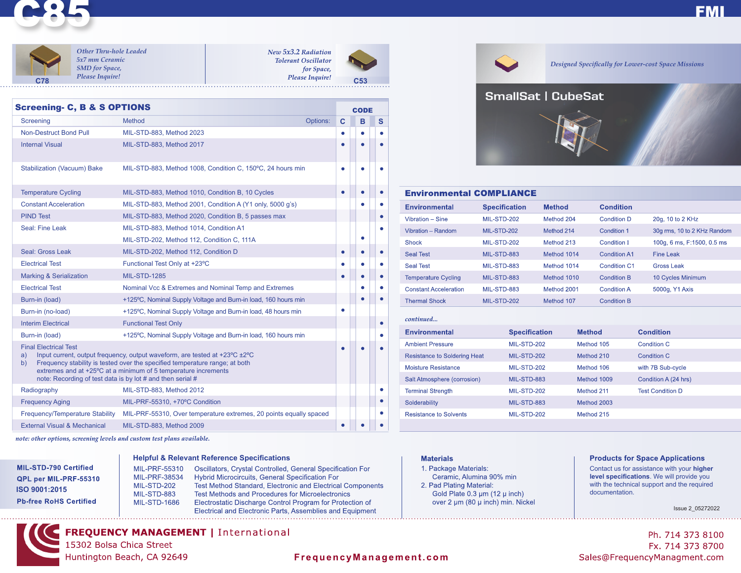# C85

*Other Thru-hole Leaded 5x7 mm Ceramic SMD for Space, Please Inquire!*

C78

*New 5x3.2 Radiation Tolerant Oscillator for Space, Please Inquire!*

C53

*Designed Specifically for Lower-cost Space Missions*

**SmallSat | CubeSat**

## Screening- C, B & S OPTIONS

| Screening | Method | C | B | S |
|---|---|---|---|---|
| Non-Destruct Bond Pull | MIL-STD-883, Method 2023 | • | • | • |
| Internal Visual | MIL-STD-883, Method 2017 | • | • | • |
| Stabilization (Vacuum) Bake | MIL-STD-883, Method 1008, Condition C, 150ºC, 24 hours min | • | • | • |
| Temperature Cycling | MIL-STD-883, Method 1010, Condition B, 10 Cycles | • | • | • |
| Constant Acceleration | MIL-STD-883, Method 2001, Condition A (Y1 only, 5000 g's) | | • | • |
| PIND Test | MIL-STD-883, Method 2020, Condition B, 5 passes max | | | • |
| Seal: Fine Leak | MIL-STD-883, Method 1014, Condition A1 | | | • |
| | MIL-STD-202, Method 112, Condition C, 111A | | • | |
| Seal: Gross Leak | MIL-STD-202, Method 112, Condition D | • | • | • |
| Electrical Test | Functional Test Only at +23ºC | • | • | • |
| Marking & Serialization | MIL-STD-1285 | • | • | • |
| Electrical Test | Nominal Vcc & Extremes and Nominal Temp and Extremes | | • | • |
| Burn-in (load) | +125ºC, Nominal Supply Voltage and Burn-in load, 160 hours min | | • | • |
| Burn-in (no-load) | +125ºC, Nominal Supply Voltage and Burn-in load, 48 hours min | • | | |
| Interim Electrical | Functional Test Only | | | • |
| Burn-in (load) | +125ºC, Nominal Supply Voltage and Burn-in load, 160 hours min | | | • |
| Final Electrical Test | a) Input current, output frequency, output waveform, are tested at +23ºC ±2ºC<br>b) Frequency stability is tested over the specified temperature range; at both extremes and at +25ºC at a minimum of 5 temperature increments<br>note: Recording of test data is by lot # and then serial # | • | • | • |
| Radiography | MIL-STD-883, Method 2012 | | | • |
| Frequency Aging | MIL-PRF-55310, +70ºC Condition | | | • |
| Frequency/Temperature Stability | MIL-PRF-55310, Over temperature extremes, 20 points equally spaced | | | • |
| External Visual & Mechanical | MIL-STD-883, Method 2009 | • | • | • |

*note: other options, screening levels and custom test plans available.*

## Environmental COMPLIANCE

| Environmental | Specification | Method | Condition | |
|---|---|---|---|---|
| Vibration – Sine | MIL-STD-202 | Method 204 | Condition D | 20g, 10 to 2 KHz |
| Vibration – Random | MIL-STD-202 | Method 214 | Condition 1 | 30g rms, 10 to 2 KHz Random |
| Shock | MIL-STD-202 | Method 213 | Condition I | 100g, 6 ms, F:1500, 0.5 ms |
| Seal Test | MIL-STD-883 | Method 1014 | Condition A1 | Fine Leak |
| Seal Test | MIL-STD-883 | Method 1014 | Condition C1 | Gross Leak |
| Temperature Cycling | MIL-STD-883 | Method 1010 | Condition B | 10 Cycles Minimum |
| Constant Acceleration | MIL-STD-883 | Method 2001 | Condition A | 5000g, Y1 Axis |
| Thermal Shock | MIL-STD-202 | Method 107 | Condition B | |

*continued...*

| Environmental | Specification | Method | Condition |
|---|---|---|---|
| Ambient Pressure | MIL-STD-202 | Method 105 | Condition C |
| Resistance to Soldering Heat | MIL-STD-202 | Method 210 | Condition C |
| Moisture Resistance | MIL-STD-202 | Method 106 | with 7B Sub-cycle |
| Salt Atmosphere (corrosion) | MIL-STD-883 | Method 1009 | Condition A (24 hrs) |
| Terminal Strength | MIL-STD-202 | Method 211 | Test Condition D |
| Solderability | MIL-STD-883 | Method 2003 | |
| Resistance to Solvents | MIL-STD-202 | Method 215 | |

**MIL-STD-790 Certified**
**QPL per MIL-PRF-55310**
**ISO 9001:2015**
**Pb-free RoHS Certified**

### Helpful & Relevant Reference Specifications

| | |
|---|---|
| MIL-PRF-55310 | Oscillators, Crystal Controlled, General Specification For |
| MIL-PRF-38534 | Hybrid Microcircuits, General Specification For |
| MIL-STD-202 | Test Method Standard, Electronic and Electrical Components |
| MIL-STD-883 | Test Methods and Procedures for Microelectronics |
| MIL-STD-1686 | Electrostatic Discharge Control Program for Protection of Electrical and Electronic Parts, Assemblies and Equipment |

### Materials

1. Package Materials:
   Ceramic, Alumina 90% min
2. Pad Plating Material:
   Gold Plate 0.3 µm (12 µ inch) over 2 µm (80 µ inch) min. Nickel

### Products for Space Applications

Contact us for assistance with your **higher level specifications**. We will provide you with the technical support and the required documentation.

Issue 2_05272022

**FREQUENCY MANAGEMENT** | International
15302 Bolsa Chica Street
Huntington Beach, CA 92649

FrequencyManagement.com

Ph. 714 373 8100
Fx. 714 373 8700
Sales@FrequencyManagment.com